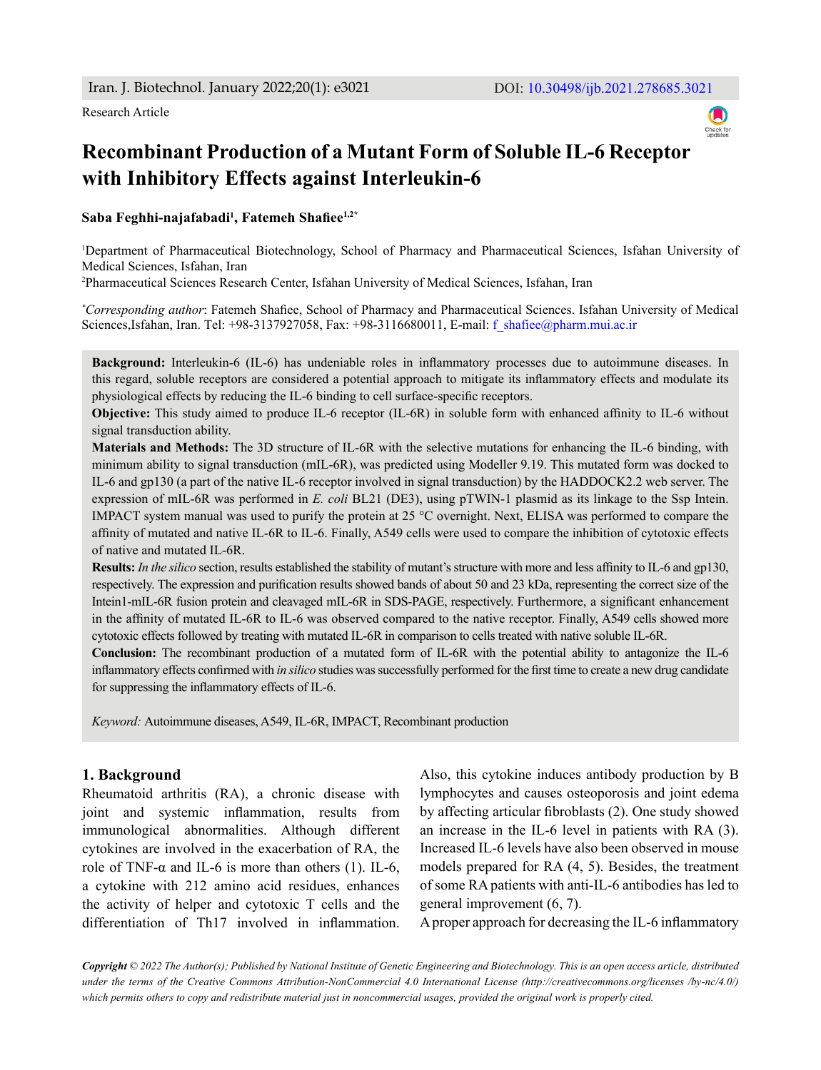Research Article

# Recombinant Production of a Mutant Form of Soluble IL-6 Receptor with Inhibitory Effects against Interleukin-6

**Saba Feghhi-najafabadi[1], Fatemeh Shafiee[1,2*]**

[1]Department of Pharmaceutical Biotechnology, School of Pharmacy and Pharmaceutical Sciences, Isfahan University of Medical Sciences, Isfahan, Iran

[2]Pharmaceutical Sciences Research Center, Isfahan University of Medical Sciences, Isfahan, Iran

[*]*Corresponding author*: Fatemeh Shafiee, School of Pharmacy and Pharmaceutical Sciences. Isfahan University of Medical Sciences,Isfahan, Iran. Tel: +98-3137927058, Fax: +98-3116680011, E-mail: f_shafiee@pharm.mui.ac.ir

**Background:** Interleukin-6 (IL-6) has undeniable roles in inflammatory processes due to autoimmune diseases. In this regard, soluble receptors are considered a potential approach to mitigate its inflammatory effects and modulate its physiological effects by reducing the IL-6 binding to cell surface-specific receptors.

**Objective:** This study aimed to produce IL-6 receptor (IL-6R) in soluble form with enhanced affinity to IL-6 without signal transduction ability.

**Materials and Methods:** The 3D structure of IL-6R with the selective mutations for enhancing the IL-6 binding, with minimum ability to signal transduction (mIL-6R), was predicted using Modeller 9.19. This mutated form was docked to IL-6 and gp130 (a part of the native IL-6 receptor involved in signal transduction) by the HADDOCK2.2 web server. The expression of mIL-6R was performed in *E. coli* BL21 (DE3), using pTWIN-1 plasmid as its linkage to the Ssp Intein. IMPACT system manual was used to purify the protein at 25 °C overnight. Next, ELISA was performed to compare the affinity of mutated and native IL-6R to IL-6. Finally, A549 cells were used to compare the inhibition of cytotoxic effects of native and mutated IL-6R.

**Results:** *In the silico* section, results established the stability of mutant's structure with more and less affinity to IL-6 and gp130, respectively. The expression and purification results showed bands of about 50 and 23 kDa, representing the correct size of the Intein1-mIL-6R fusion protein and cleavaged mIL-6R in SDS-PAGE, respectively. Furthermore, a significant enhancement in the affinity of mutated IL-6R to IL-6 was observed compared to the native receptor. Finally, A549 cells showed more cytotoxic effects followed by treating with mutated IL-6R in comparison to cells treated with native soluble IL-6R.

**Conclusion:** The recombinant production of a mutated form of IL-6R with the potential ability to antagonize the IL-6 inflammatory effects confirmed with *in silico* studies was successfully performed for the first time to create a new drug candidate for suppressing the inflammatory effects of IL-6.

*Keyword:* Autoimmune diseases, A549, IL-6R, IMPACT, Recombinant production

## 1. Background

Rheumatoid arthritis (RA), a chronic disease with joint and systemic inflammation, results from immunological abnormalities. Although different cytokines are involved in the exacerbation of RA, the role of TNF-α and IL-6 is more than others (1). IL-6, a cytokine with 212 amino acid residues, enhances the activity of helper and cytotoxic T cells and the differentiation of Th17 involved in inflammation. Also, this cytokine induces antibody production by B lymphocytes and causes osteoporosis and joint edema by affecting articular fibroblasts (2). One study showed an increase in the IL-6 level in patients with RA (3). Increased IL-6 levels have also been observed in mouse models prepared for RA (4, 5). Besides, the treatment of some RA patients with anti-IL-6 antibodies has led to general improvement (6, 7).

A proper approach for decreasing the IL-6 inflammatory

***Copyright*** *© 2022 The Author(s); Published by National Institute of Genetic Engineering and Biotechnology. This is an open access article, distributed under the terms of the Creative Commons Attribution-NonCommercial 4.0 International License (http://creativecommons.org/licenses /by-nc/4.0/) which permits others to copy and redistribute material just in noncommercial usages, provided the original work is properly cited.*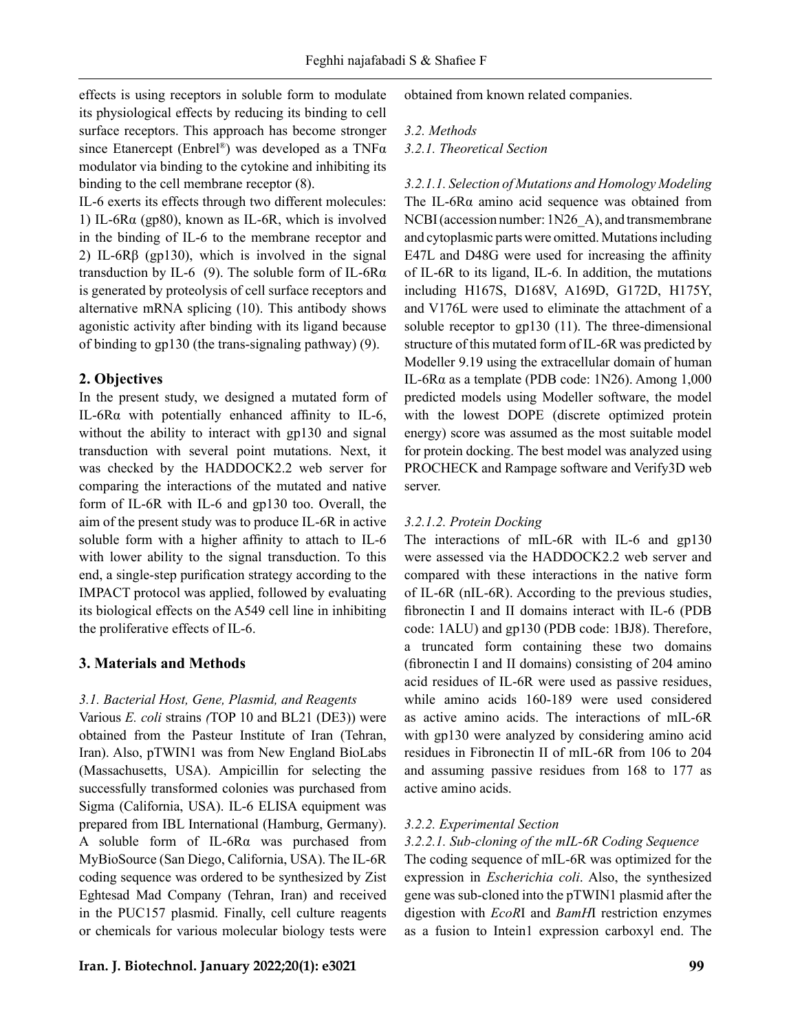effects is using receptors in soluble form to modulate its physiological effects by reducing its binding to cell surface receptors. This approach has become stronger since Etanercept (Enbrel®) was developed as a TNFα modulator via binding to the cytokine and inhibiting its binding to the cell membrane receptor (8).

IL-6 exerts its effects through two different molecules: 1) IL-6Rα (gp80), known as IL-6R, which is involved in the binding of IL-6 to the membrane receptor and 2) IL-6Rβ (gp130), which is involved in the signal transduction by IL-6 (9). The soluble form of IL-6Rα is generated by proteolysis of cell surface receptors and alternative mRNA splicing (10). This antibody shows agonistic activity after binding with its ligand because of binding to gp130 (the trans-signaling pathway) (9).

## 2. Objectives

In the present study, we designed a mutated form of IL-6Rα with potentially enhanced affinity to IL-6, without the ability to interact with gp130 and signal transduction with several point mutations. Next, it was checked by the HADDOCK2.2 web server for comparing the interactions of the mutated and native form of IL-6R with IL-6 and gp130 too. Overall, the aim of the present study was to produce IL-6R in active soluble form with a higher affinity to attach to IL-6 with lower ability to the signal transduction. To this end, a single-step purification strategy according to the IMPACT protocol was applied, followed by evaluating its biological effects on the A549 cell line in inhibiting the proliferative effects of IL-6.

## 3. Materials and Methods

### *3.1. Bacterial Host, Gene, Plasmid, and Reagents*

Various *E. coli* strains (TOP 10 and BL21 (DE3)) were obtained from the Pasteur Institute of Iran (Tehran, Iran). Also, pTWIN1 was from New England BioLabs (Massachusetts, USA). Ampicillin for selecting the successfully transformed colonies was purchased from Sigma (California, USA). IL-6 ELISA equipment was prepared from IBL International (Hamburg, Germany). A soluble form of IL-6Rα was purchased from MyBioSource (San Diego, California, USA). The IL-6R coding sequence was ordered to be synthesized by Zist Eghtesad Mad Company (Tehran, Iran) and received in the PUC157 plasmid. Finally, cell culture reagents or chemicals for various molecular biology tests were obtained from known related companies.

### *3.2. Methods*

#### *3.2.1. Theoretical Section*

##### *3.2.1.1. Selection of Mutations and Homology Modeling*

The IL-6Rα amino acid sequence was obtained from NCBI (accession number: 1N26_A), and transmembrane and cytoplasmic parts were omitted. Mutations including E47L and D48G were used for increasing the affinity of IL-6R to its ligand, IL-6. In addition, the mutations including H167S, D168V, A169D, G172D, H175Y, and V176L were used to eliminate the attachment of a soluble receptor to gp130 (11). The three-dimensional structure of this mutated form of IL-6R was predicted by Modeller 9.19 using the extracellular domain of human IL-6Rα as a template (PDB code: 1N26). Among 1,000 predicted models using Modeller software, the model with the lowest DOPE (discrete optimized protein energy) score was assumed as the most suitable model for protein docking. The best model was analyzed using PROCHECK and Rampage software and Verify3D web server.

##### *3.2.1.2. Protein Docking*

The interactions of mIL-6R with IL-6 and gp130 were assessed via the HADDOCK2.2 web server and compared with these interactions in the native form of IL-6R (nIL-6R). According to the previous studies, fibronectin I and II domains interact with IL-6 (PDB code: 1ALU) and gp130 (PDB code: 1BJ8). Therefore, a truncated form containing these two domains (fibronectin I and II domains) consisting of 204 amino acid residues of IL-6R were used as passive residues, while amino acids 160-189 were used considered as active amino acids. The interactions of mIL-6R with gp130 were analyzed by considering amino acid residues in Fibronectin II of mIL-6R from 106 to 204 and assuming passive residues from 168 to 177 as active amino acids.

#### *3.2.2. Experimental Section*

##### *3.2.2.1. Sub-cloning of the mIL-6R Coding Sequence*

The coding sequence of mIL-6R was optimized for the expression in *Escherichia coli*. Also, the synthesized gene was sub-cloned into the pTWIN1 plasmid after the digestion with *EcoR*I and *BamH*I restriction enzymes as a fusion to Intein1 expression carboxyl end. The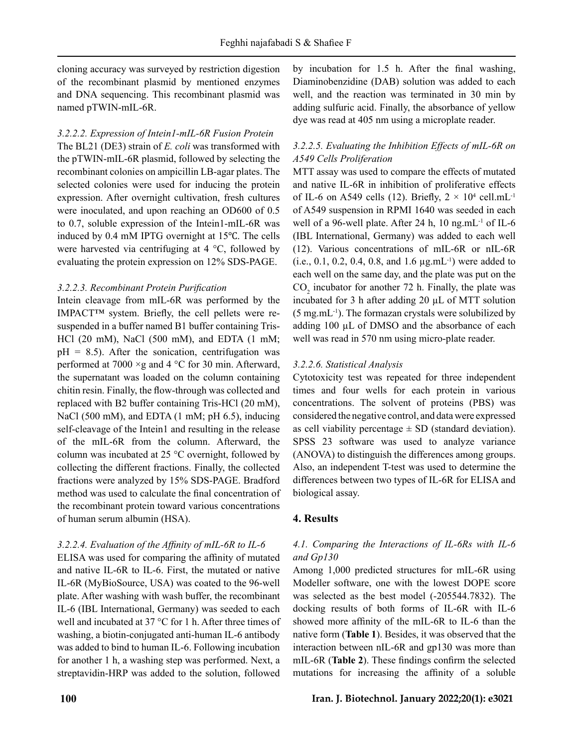cloning accuracy was surveyed by restriction digestion of the recombinant plasmid by mentioned enzymes and DNA sequencing. This recombinant plasmid was named pTWIN-mIL-6R.

#### *3.2.2.2. Expression of Intein1-mIL-6R Fusion Protein*

The BL21 (DE3) strain of *E. coli* was transformed with the pTWIN-mIL-6R plasmid, followed by selecting the recombinant colonies on ampicillin LB-agar plates. The selected colonies were used for inducing the protein expression. After overnight cultivation, fresh cultures were inoculated, and upon reaching an OD600 of 0.5 to 0.7, soluble expression of the Intein1-mIL-6R was induced by 0.4 mM IPTG overnight at 15℃. The cells were harvested via centrifuging at 4 °C, followed by evaluating the protein expression on 12% SDS-PAGE.

#### *3.2.2.3. Recombinant Protein Purification*

Intein cleavage from mIL-6R was performed by the IMPACT™ system. Briefly, the cell pellets were re-suspended in a buffer named B1 buffer containing Tris-HCl (20 mM), NaCl (500 mM), and EDTA (1 mM; pH = 8.5). After the sonication, centrifugation was performed at 7000 ×g and 4 °C for 30 min. Afterward, the supernatant was loaded on the column containing chitin resin. Finally, the flow-through was collected and replaced with B2 buffer containing Tris-HCl (20 mM), NaCl (500 mM), and EDTA (1 mM; pH 6.5), inducing self-cleavage of the Intein1 and resulting in the release of the mIL-6R from the column. Afterward, the column was incubated at 25 °C overnight, followed by collecting the different fractions. Finally, the collected fractions were analyzed by 15% SDS-PAGE. Bradford method was used to calculate the final concentration of the recombinant protein toward various concentrations of human serum albumin (HSA).

#### *3.2.2.4. Evaluation of the Affinity of mIL-6R to IL-6*

ELISA was used for comparing the affinity of mutated and native IL-6R to IL-6. First, the mutated or native IL-6R (MyBioSource, USA) was coated to the 96-well plate. After washing with wash buffer, the recombinant IL-6 (IBL International, Germany) was seeded to each well and incubated at 37 °C for 1 h. After three times of washing, a biotin-conjugated anti-human IL-6 antibody was added to bind to human IL-6. Following incubation for another 1 h, a washing step was performed. Next, a streptavidin-HRP was added to the solution, followed by incubation for 1.5 h. After the final washing, Diaminobenzidine (DAB) solution was added to each well, and the reaction was terminated in 30 min by adding sulfuric acid. Finally, the absorbance of yellow dye was read at 405 nm using a microplate reader.

#### *3.2.2.5. Evaluating the Inhibition Effects of mIL-6R on A549 Cells Proliferation*

MTT assay was used to compare the effects of mutated and native IL-6R in inhibition of proliferative effects of IL-6 on A549 cells (12). Briefly, $2 \times 10^4$ cell.mL$^{-1}$ of A549 suspension in RPMI 1640 was seeded in each well of a 96-well plate. After 24 h, 10 ng.mL$^{-1}$ of IL-6 (IBL International, Germany) was added to each well (12). Various concentrations of mIL-6R or nIL-6R (i.e., 0.1, 0.2, 0.4, 0.8, and 1.6 µg.mL$^{-1}$) were added to each well on the same day, and the plate was put on the $CO_2$ incubator for another 72 h. Finally, the plate was incubated for 3 h after adding 20 µL of MTT solution (5 mg.mL$^{-1}$). The formazan crystals were solubilized by adding 100 µL of DMSO and the absorbance of each well was read in 570 nm using micro-plate reader.

#### *3.2.2.6. Statistical Analysis*

Cytotoxicity test was repeated for three independent times and four wells for each protein in various concentrations. The solvent of proteins (PBS) was considered the negative control, and data were expressed as cell viability percentage ± SD (standard deviation). SPSS 23 software was used to analyze variance (ANOVA) to distinguish the differences among groups. Also, an independent T-test was used to determine the differences between two types of IL-6R for ELISA and biological assay.

## 4. Results

### *4.1. Comparing the Interactions of IL-6Rs with IL-6 and Gp130*

Among 1,000 predicted structures for mIL-6R using Modeller software, one with the lowest DOPE score was selected as the best model (-205544.7832). The docking results of both forms of IL-6R with IL-6 showed more affinity of the mIL-6R to IL-6 than the native form (**Table 1**). Besides, it was observed that the interaction between nIL-6R and gp130 was more than mIL-6R (**Table 2**). These findings confirm the selected mutations for increasing the affinity of a soluble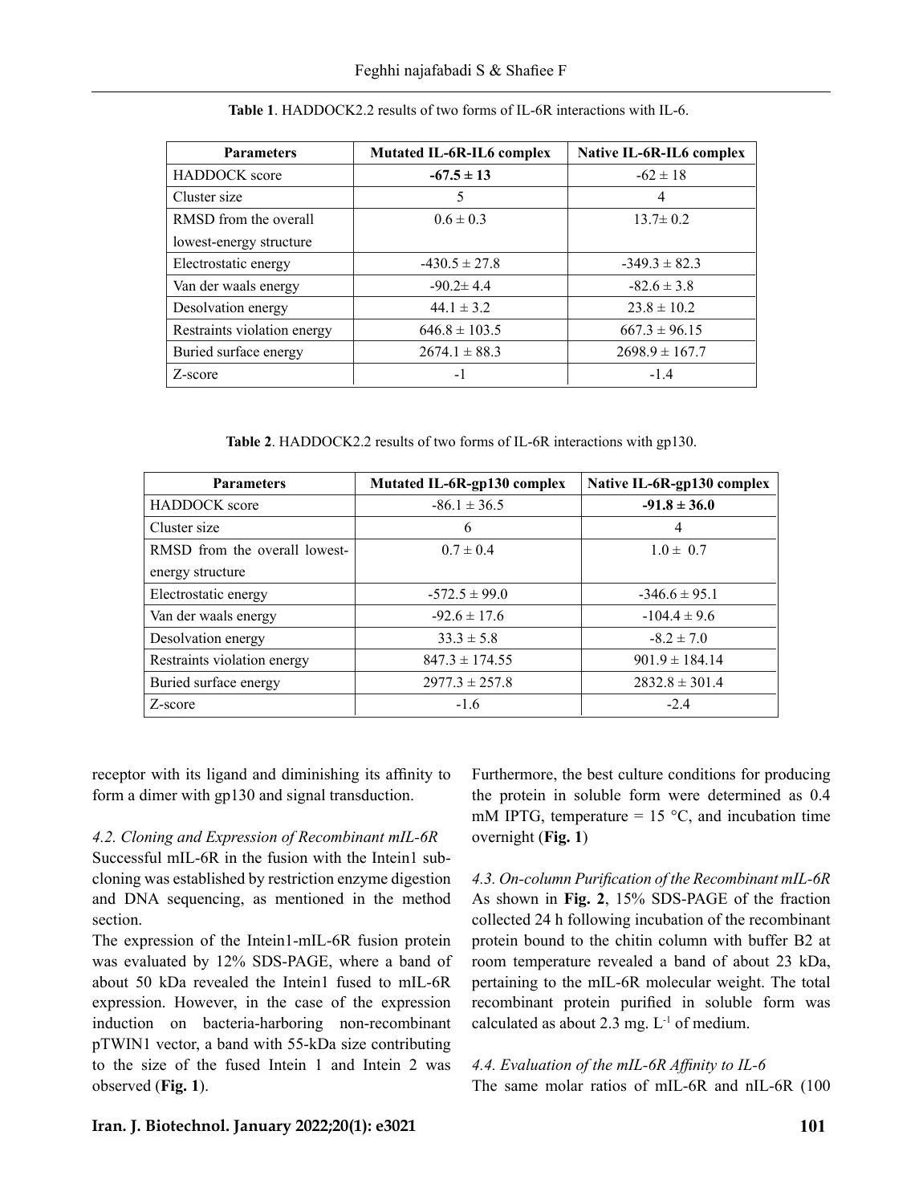**Table 1**. HADDOCK2.2 results of two forms of IL-6R interactions with IL-6.

| Parameters | Mutated IL-6R-IL6 complex | Native IL-6R-IL6 complex |
|---|---|---|
| HADDOCK score | **-67.5 ± 13** | -62 ± 18 |
| Cluster size | 5 | 4 |
| RMSD from the overall lowest-energy structure | 0.6 ± 0.3 | 13.7± 0.2 |
| Electrostatic energy | -430.5 ± 27.8 | -349.3 ± 82.3 |
| Van der waals energy | -90.2± 4.4 | -82.6 ± 3.8 |
| Desolvation energy | 44.1 ± 3.2 | 23.8 ± 10.2 |
| Restraints violation energy | 646.8 ± 103.5 | 667.3 ± 96.15 |
| Buried surface energy | 2674.1 ± 88.3 | 2698.9 ± 167.7 |
| Z-score | -1 | -1.4 |

**Table 2**. HADDOCK2.2 results of two forms of IL-6R interactions with gp130.

| Parameters | Mutated IL-6R-gp130 complex | Native IL-6R-gp130 complex |
|---|---|---|
| HADDOCK score | -86.1 ± 36.5 | **-91.8 ± 36.0** |
| Cluster size | 6 | 4 |
| RMSD from the overall lowest-energy structure | 0.7 ± 0.4 | 1.0 ± 0.7 |
| Electrostatic energy | -572.5 ± 99.0 | -346.6 ± 95.1 |
| Van der waals energy | -92.6 ± 17.6 | -104.4 ± 9.6 |
| Desolvation energy | 33.3 ± 5.8 | -8.2 ± 7.0 |
| Restraints violation energy | 847.3 ± 174.55 | 901.9 ± 184.14 |
| Buried surface energy | 2977.3 ± 257.8 | 2832.8 ± 301.4 |
| Z-score | -1.6 | -2.4 |

receptor with its ligand and diminishing its affinity to form a dimer with gp130 and signal transduction.

*4.2. Cloning and Expression of Recombinant mIL-6R*

Successful mIL-6R in the fusion with the Intein1 sub-cloning was established by restriction enzyme digestion and DNA sequencing, as mentioned in the method section.

The expression of the Intein1-mIL-6R fusion protein was evaluated by 12% SDS-PAGE, where a band of about 50 kDa revealed the Intein1 fused to mIL-6R expression. However, in the case of the expression induction on bacteria-harboring non-recombinant pTWIN1 vector, a band with 55-kDa size contributing to the size of the fused Intein 1 and Intein 2 was observed (**Fig. 1**).

Furthermore, the best culture conditions for producing the protein in soluble form were determined as 0.4 mM IPTG, temperature = 15 °C, and incubation time overnight (**Fig. 1**)

*4.3. On-column Purification of the Recombinant mIL-6R*

As shown in **Fig. 2**, 15% SDS-PAGE of the fraction collected 24 h following incubation of the recombinant protein bound to the chitin column with buffer B2 at room temperature revealed a band of about 23 kDa, pertaining to the mIL-6R molecular weight. The total recombinant protein purified in soluble form was calculated as about 2.3 mg. $L^{-1}$ of medium.

*4.4. Evaluation of the mIL-6R Affinity to IL-6*

The same molar ratios of mIL-6R and nIL-6R (100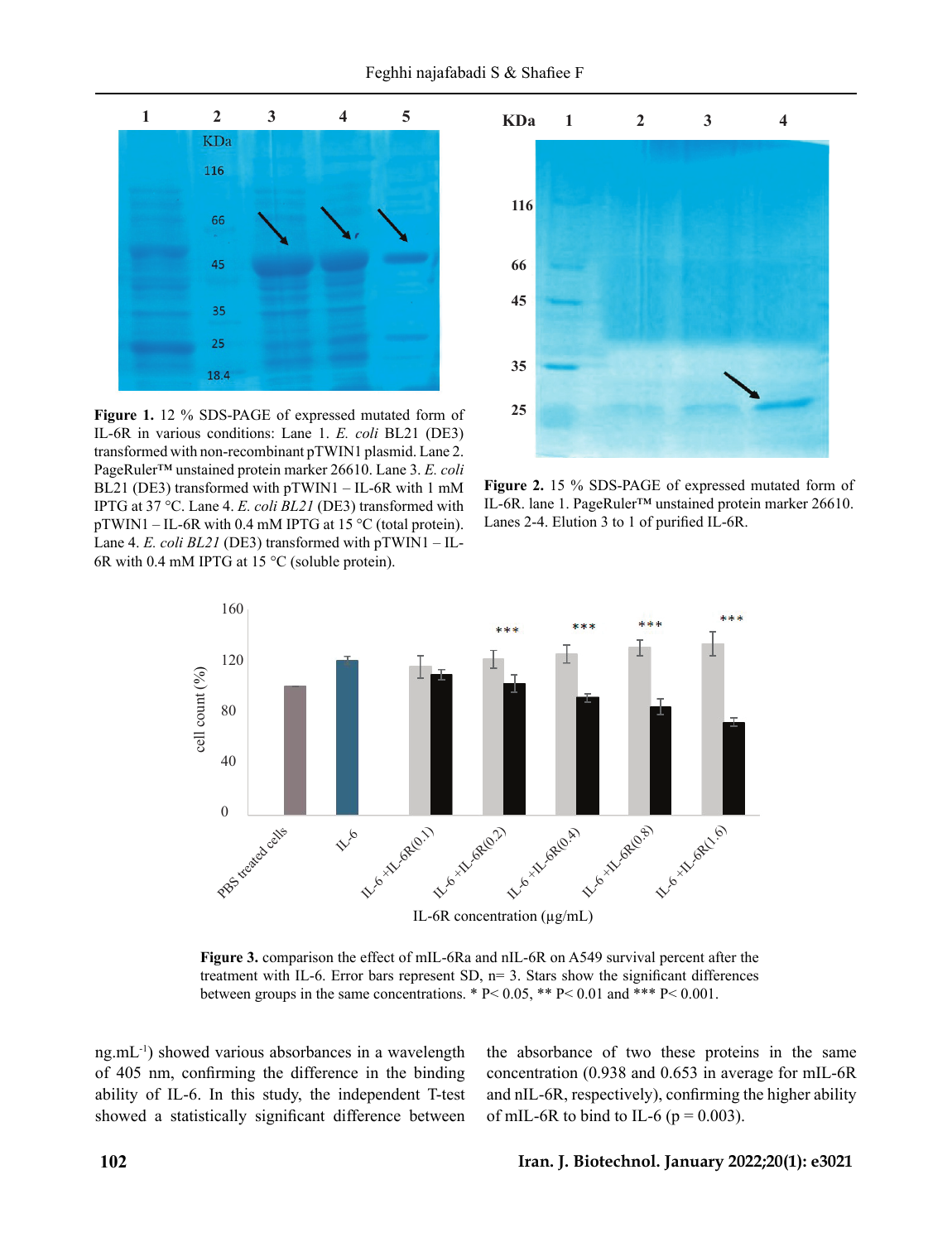**Figure 1.** 12 % SDS-PAGE of expressed mutated form of IL-6R in various conditions: Lane 1. *E. coli* BL21 (DE3) transformed with non-recombinant pTWIN1 plasmid. Lane 2. PageRuler™ unstained protein marker 26610. Lane 3. *E. coli* BL21 (DE3) transformed with pTWIN1 – IL-6R with 1 mM IPTG at 37 °C. Lane 4. *E. coli BL21* (DE3) transformed with pTWIN1 – IL-6R with 0.4 mM IPTG at 15 °C (total protein). Lane 4. *E. coli BL21* (DE3) transformed with pTWIN1 – IL-6R with 0.4 mM IPTG at 15 °C (soluble protein).

**Figure 2.** 15 % SDS-PAGE of expressed mutated form of IL-6R. lane 1. PageRuler™ unstained protein marker 26610. Lanes 2-4. Elution 3 to 1 of purified IL-6R.

**Figure 3.** comparison the effect of mIL-6Ra and nIL-6R on A549 survival percent after the treatment with IL-6. Error bars represent SD, n= 3. Stars show the significant differences between groups in the same concentrations. * P< 0.05, ** P< 0.01 and *** P< 0.001.

ng.mL$^{-1}$) showed various absorbances in a wavelength of 405 nm, confirming the difference in the binding ability of IL-6. In this study, the independent T-test showed a statistically significant difference between the absorbance of two these proteins in the same concentration (0.938 and 0.653 in average for mIL-6R and nIL-6R, respectively), confirming the higher ability of mIL-6R to bind to IL-6 ($p = 0.003$).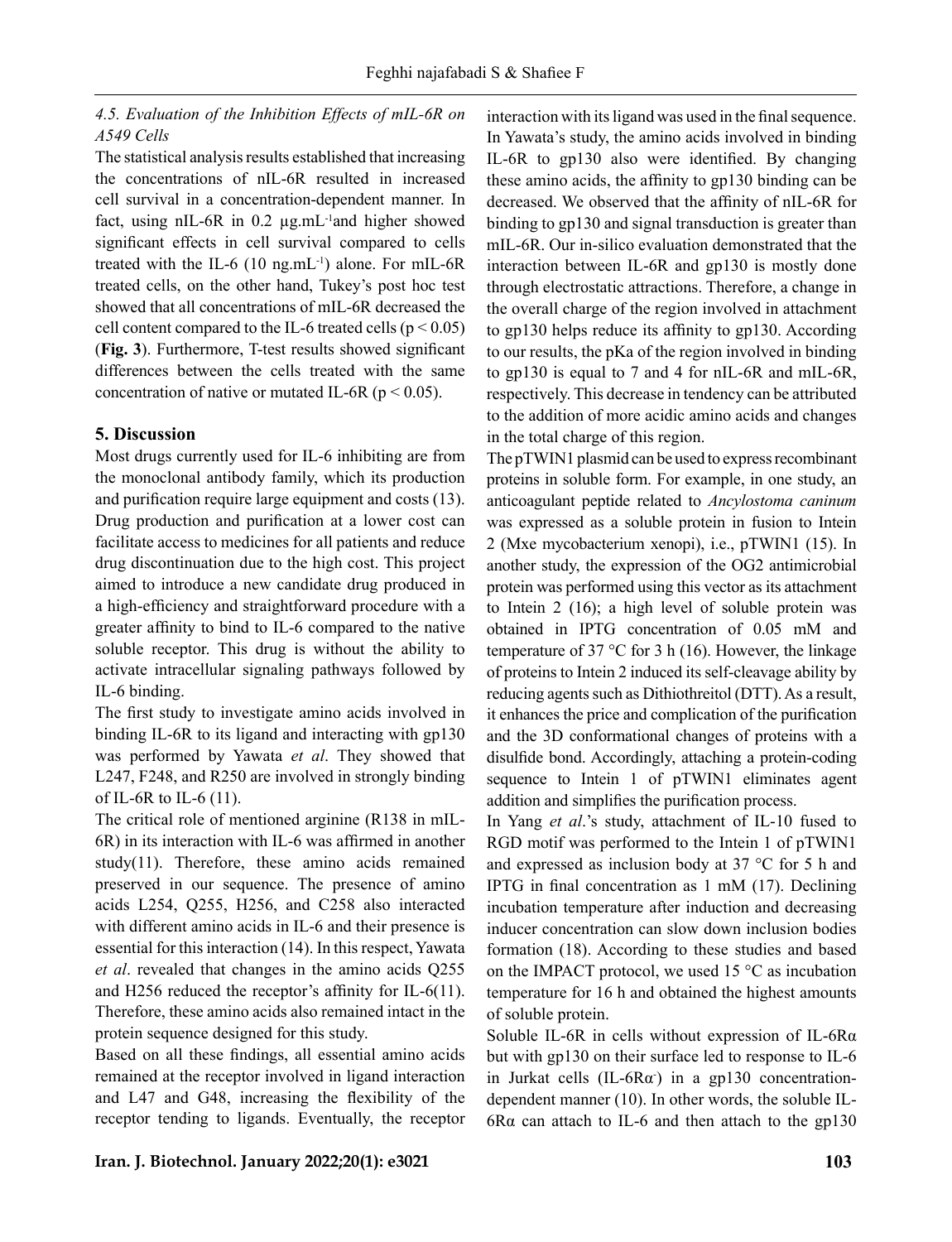### *4.5. Evaluation of the Inhibition Effects of mIL-6R on A549 Cells*

The statistical analysis results established that increasing the concentrations of nIL-6R resulted in increased cell survival in a concentration-dependent manner. In fact, using nIL-6R in 0.2 $\mu g.mL^{-1}$and higher showed significant effects in cell survival compared to cells treated with the IL-6 (10 $ng.mL^{-1}$) alone. For mIL-6R treated cells, on the other hand, Tukey's post hoc test showed that all concentrations of mIL-6R decreased the cell content compared to the IL-6 treated cells ($p < 0.05$) (**Fig. 3**). Furthermore, T-test results showed significant differences between the cells treated with the same concentration of native or mutated IL-6R ($p < 0.05$).

## 5. Discussion

Most drugs currently used for IL-6 inhibiting are from the monoclonal antibody family, which its production and purification require large equipment and costs (13). Drug production and purification at a lower cost can facilitate access to medicines for all patients and reduce drug discontinuation due to the high cost. This project aimed to introduce a new candidate drug produced in a high-efficiency and straightforward procedure with a greater affinity to bind to IL-6 compared to the native soluble receptor. This drug is without the ability to activate intracellular signaling pathways followed by IL-6 binding.

The first study to investigate amino acids involved in binding IL-6R to its ligand and interacting with gp130 was performed by Yawata *et al*. They showed that L247, F248, and R250 are involved in strongly binding of IL-6R to IL-6 (11).

The critical role of mentioned arginine (R138 in mIL-6R) in its interaction with IL-6 was affirmed in another study(11). Therefore, these amino acids remained preserved in our sequence. The presence of amino acids L254, Q255, H256, and C258 also interacted with different amino acids in IL-6 and their presence is essential for this interaction (14). In this respect, Yawata *et al*. revealed that changes in the amino acids Q255 and H256 reduced the receptor's affinity for IL-6(11). Therefore, these amino acids also remained intact in the protein sequence designed for this study.

Based on all these findings, all essential amino acids remained at the receptor involved in ligand interaction and L47 and G48, increasing the flexibility of the receptor tending to ligands. Eventually, the receptor interaction with its ligand was used in the final sequence. In Yawata's study, the amino acids involved in binding IL-6R to gp130 also were identified. By changing these amino acids, the affinity to gp130 binding can be decreased. We observed that the affinity of nIL-6R for binding to gp130 and signal transduction is greater than mIL-6R. Our in-silico evaluation demonstrated that the interaction between IL-6R and gp130 is mostly done through electrostatic attractions. Therefore, a change in the overall charge of the region involved in attachment to gp130 helps reduce its affinity to gp130. According to our results, the pKa of the region involved in binding to gp130 is equal to 7 and 4 for nIL-6R and mIL-6R, respectively. This decrease in tendency can be attributed to the addition of more acidic amino acids and changes in the total charge of this region.

The pTWIN1 plasmid can be used to express recombinant proteins in soluble form. For example, in one study, an anticoagulant peptide related to *Ancylostoma caninum* was expressed as a soluble protein in fusion to Intein 2 (Mxe mycobacterium xenopi), i.e., pTWIN1 (15). In another study, the expression of the OG2 antimicrobial protein was performed using this vector as its attachment to Intein 2 (16); a high level of soluble protein was obtained in IPTG concentration of 0.05 mM and temperature of 37 °C for 3 h (16). However, the linkage of proteins to Intein 2 induced its self-cleavage ability by reducing agents such as Dithiothreitol (DTT). As a result, it enhances the price and complication of the purification and the 3D conformational changes of proteins with a disulfide bond. Accordingly, attaching a protein-coding sequence to Intein 1 of pTWIN1 eliminates agent addition and simplifies the purification process.

In Yang *et al*.'s study, attachment of IL-10 fused to RGD motif was performed to the Intein 1 of pTWIN1 and expressed as inclusion body at 37 °C for 5 h and IPTG in final concentration as 1 mM (17). Declining incubation temperature after induction and decreasing inducer concentration can slow down inclusion bodies formation (18). According to these studies and based on the IMPACT protocol, we used 15 °C as incubation temperature for 16 h and obtained the highest amounts of soluble protein.

Soluble IL-6R in cells without expression of IL-6Rα but with gp130 on their surface led to response to IL-6 in Jurkat cells (IL-6Rα$^-$) in a gp130 concentration-dependent manner (10). In other words, the soluble IL-6Rα can attach to IL-6 and then attach to the gp130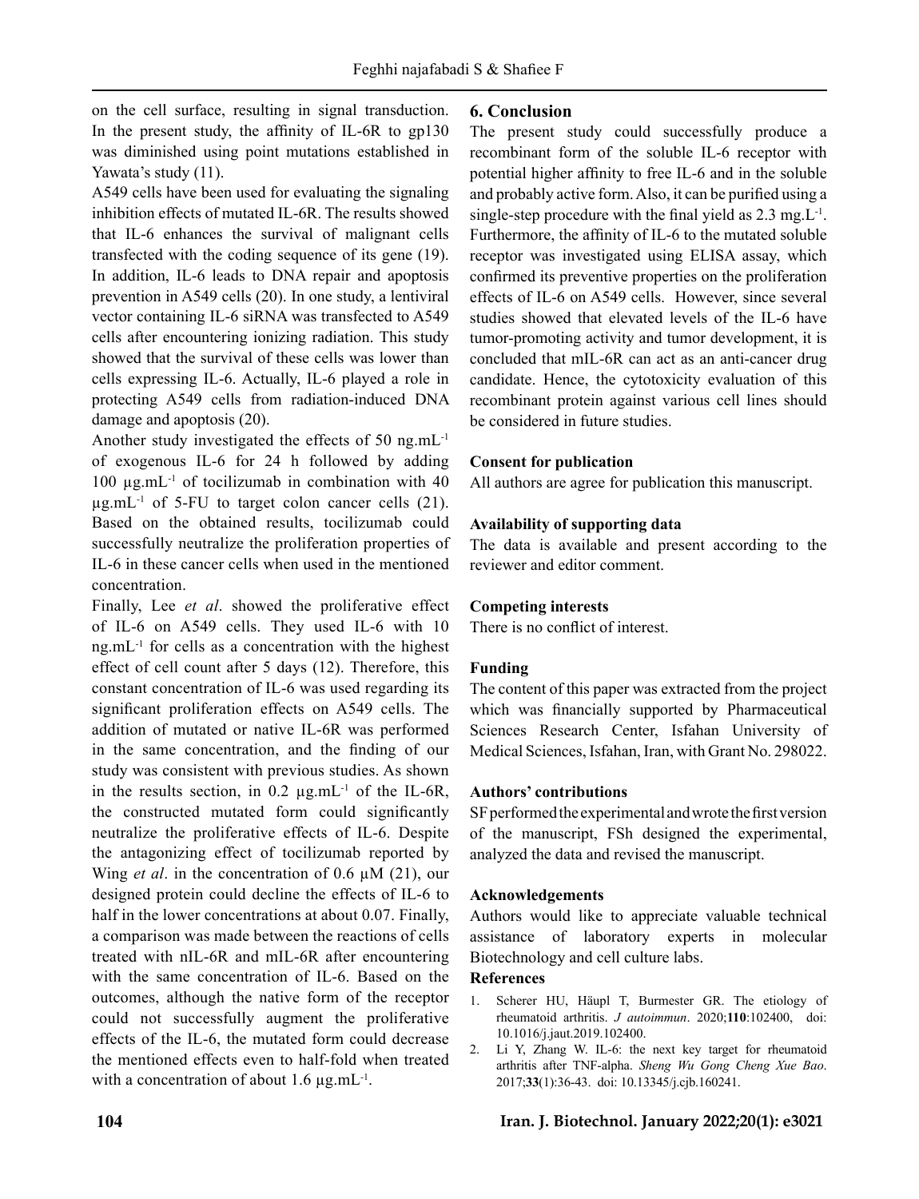on the cell surface, resulting in signal transduction. In the present study, the affinity of IL-6R to gp130 was diminished using point mutations established in Yawata's study (11).

A549 cells have been used for evaluating the signaling inhibition effects of mutated IL-6R. The results showed that IL-6 enhances the survival of malignant cells transfected with the coding sequence of its gene (19). In addition, IL-6 leads to DNA repair and apoptosis prevention in A549 cells (20). In one study, a lentiviral vector containing IL-6 siRNA was transfected to A549 cells after encountering ionizing radiation. This study showed that the survival of these cells was lower than cells expressing IL-6. Actually, IL-6 played a role in protecting A549 cells from radiation-induced DNA damage and apoptosis (20).

Another study investigated the effects of 50 ng.mL$^{-1}$ of exogenous IL-6 for 24 h followed by adding 100 µg.mL$^{-1}$ of tocilizumab in combination with 40 µg.mL$^{-1}$ of 5-FU to target colon cancer cells (21). Based on the obtained results, tocilizumab could successfully neutralize the proliferation properties of IL-6 in these cancer cells when used in the mentioned concentration.

Finally, Lee *et al*. showed the proliferative effect of IL-6 on A549 cells. They used IL-6 with 10 ng.mL$^{-1}$ for cells as a concentration with the highest effect of cell count after 5 days (12). Therefore, this constant concentration of IL-6 was used regarding its significant proliferation effects on A549 cells. The addition of mutated or native IL-6R was performed in the same concentration, and the finding of our study was consistent with previous studies. As shown in the results section, in 0.2 µg.mL$^{-1}$ of the IL-6R, the constructed mutated form could significantly neutralize the proliferative effects of IL-6. Despite the antagonizing effect of tocilizumab reported by Wing *et al*. in the concentration of 0.6 µM (21), our designed protein could decline the effects of IL-6 to half in the lower concentrations at about 0.07. Finally, a comparison was made between the reactions of cells treated with nIL-6R and mIL-6R after encountering with the same concentration of IL-6. Based on the outcomes, although the native form of the receptor could not successfully augment the proliferative effects of the IL-6, the mutated form could decrease the mentioned effects even to half-fold when treated with a concentration of about 1.6 µg.mL$^{-1}$.

## 6. Conclusion

The present study could successfully produce a recombinant form of the soluble IL-6 receptor with potential higher affinity to free IL-6 and in the soluble and probably active form. Also, it can be purified using a single-step procedure with the final yield as 2.3 mg.L$^{-1}$. Furthermore, the affinity of IL-6 to the mutated soluble receptor was investigated using ELISA assay, which confirmed its preventive properties on the proliferation effects of IL-6 on A549 cells. However, since several studies showed that elevated levels of the IL-6 have tumor-promoting activity and tumor development, it is concluded that mIL-6R can act as an anti-cancer drug candidate. Hence, the cytotoxicity evaluation of this recombinant protein against various cell lines should be considered in future studies.

### Consent for publication

All authors are agree for publication this manuscript.

### Availability of supporting data

The data is available and present according to the reviewer and editor comment.

### Competing interests

There is no conflict of interest.

### Funding

The content of this paper was extracted from the project which was financially supported by Pharmaceutical Sciences Research Center, Isfahan University of Medical Sciences, Isfahan, Iran, with Grant No. 298022.

### Authors' contributions

SF performed the experimental and wrote the first version of the manuscript, FSh designed the experimental, analyzed the data and revised the manuscript.

### Acknowledgements

Authors would like to appreciate valuable technical assistance of laboratory experts in molecular Biotechnology and cell culture labs.

### References

1. Scherer HU, Häupl T, Burmester GR. The etiology of rheumatoid arthritis. *J autoimmun*. 2020;**110**:102400, doi: 10.1016/j.jaut.2019.102400.
2. Li Y, Zhang W. IL-6: the next key target for rheumatoid arthritis after TNF-alpha. *Sheng Wu Gong Cheng Xue Bao*. 2017;**33**(1):36-43. doi: 10.13345/j.cjb.160241.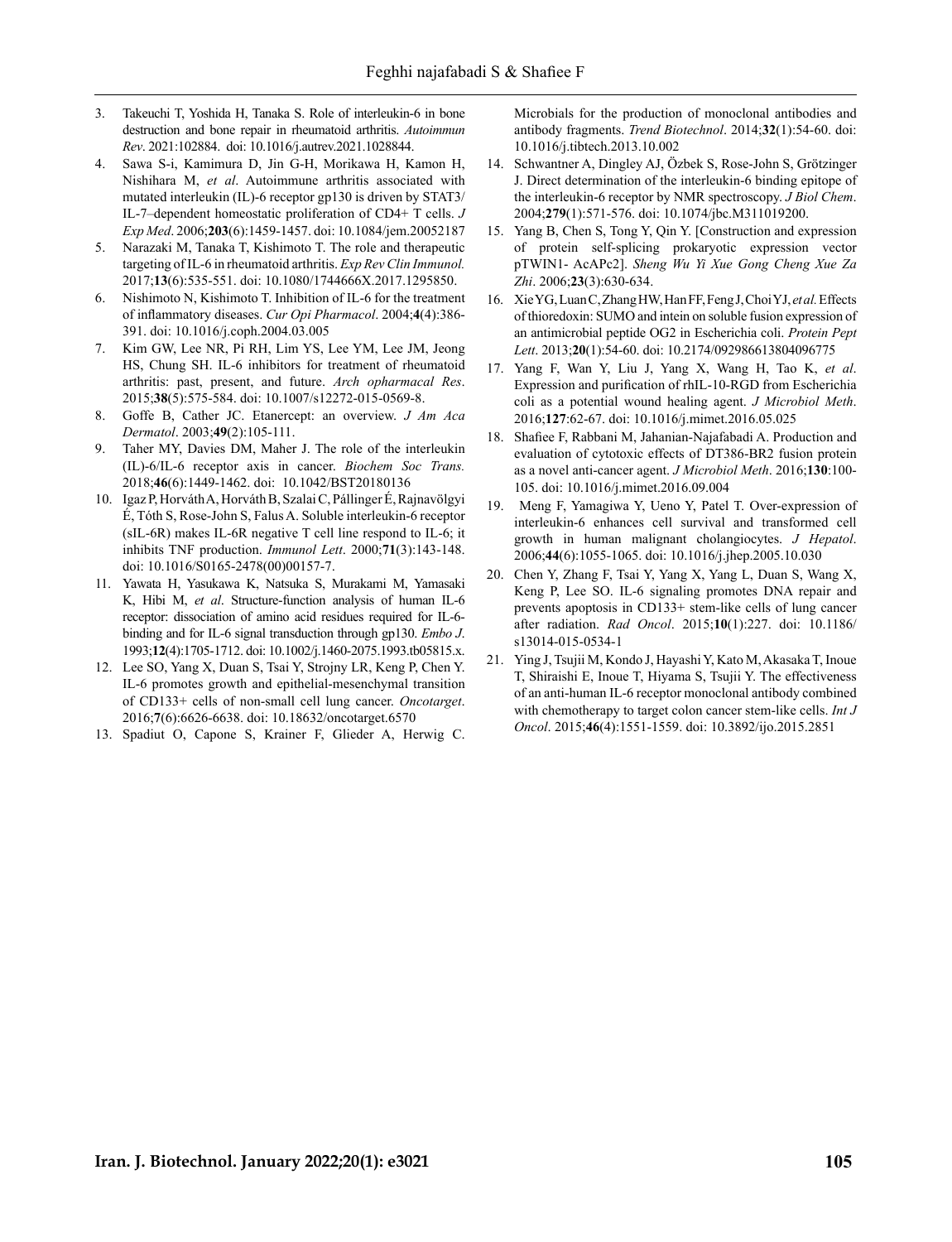3. Takeuchi T, Yoshida H, Tanaka S. Role of interleukin-6 in bone destruction and bone repair in rheumatoid arthritis. *Autoimmun Rev*. 2021:102884. doi: 10.1016/j.autrev.2021.1028844.
4. Sawa S-i, Kamimura D, Jin G-H, Morikawa H, Kamon H, Nishihara M, *et al*. Autoimmune arthritis associated with mutated interleukin (IL)-6 receptor gp130 is driven by STAT3/IL-7–dependent homeostatic proliferation of CD4+ T cells. *J Exp Med*. 2006;**203**(6):1459-1457. doi: 10.1084/jem.20052187
5. Narazaki M, Tanaka T, Kishimoto T. The role and therapeutic targeting of IL-6 in rheumatoid arthritis. *Exp Rev Clin Immunol.* 2017;**13**(6):535-551. doi: 10.1080/1744666X.2017.1295850.
6. Nishimoto N, Kishimoto T. Inhibition of IL-6 for the treatment of inflammatory diseases. *Cur Opi Pharmacol*. 2004;**4**(4):386-391. doi: 10.1016/j.coph.2004.03.005
7. Kim GW, Lee NR, Pi RH, Lim YS, Lee YM, Lee JM, Jeong HS, Chung SH. IL-6 inhibitors for treatment of rheumatoid arthritis: past, present, and future. *Arch opharmacal Res*. 2015;**38**(5):575-584. doi: 10.1007/s12272-015-0569-8.
8. Goffe B, Cather JC. Etanercept: an overview. *J Am Aca Dermatol*. 2003;**49**(2):105-111.
9. Taher MY, Davies DM, Maher J. The role of the interleukin (IL)-6/IL-6 receptor axis in cancer. *Biochem Soc Trans.* 2018;**46**(6):1449-1462. doi: 10.1042/BST20180136
10. Igaz P, Horváth A, Horváth B, Szalai C, Pállinger É, Rajnavölgyi É, Tóth S, Rose-John S, Falus A. Soluble interleukin-6 receptor (sIL-6R) makes IL-6R negative T cell line respond to IL-6; it inhibits TNF production. *Immunol Lett*. 2000;**71**(3):143-148. doi: 10.1016/S0165-2478(00)00157-7.
11. Yawata H, Yasukawa K, Natsuka S, Murakami M, Yamasaki K, Hibi M, *et al*. Structure-function analysis of human IL-6 receptor: dissociation of amino acid residues required for IL-6-binding and for IL-6 signal transduction through gp130. *Embo J*. 1993;**12**(4):1705-1712. doi: 10.1002/j.1460-2075.1993.tb05815.x.
12. Lee SO, Yang X, Duan S, Tsai Y, Strojny LR, Keng P, Chen Y. IL-6 promotes growth and epithelial-mesenchymal transition of CD133+ cells of non-small cell lung cancer. *Oncotarget*. 2016;**7**(6):6626-6638. doi: 10.18632/oncotarget.6570
13. Spadiut O, Capone S, Krainer F, Glieder A, Herwig C. Microbials for the production of monoclonal antibodies and antibody fragments. *Trend Biotechnol*. 2014;**32**(1):54-60. doi: 10.1016/j.tibtech.2013.10.002
14. Schwantner A, Dingley AJ, Özbek S, Rose-John S, Grötzinger J. Direct determination of the interleukin-6 binding epitope of the interleukin-6 receptor by NMR spectroscopy. *J Biol Chem*. 2004;**279**(1):571-576. doi: 10.1074/jbc.M311019200.
15. Yang B, Chen S, Tong Y, Qin Y. [Construction and expression of protein self-splicing prokaryotic expression vector pTWIN1- AcAPc2]. *Sheng Wu Yi Xue Gong Cheng Xue Za Zhi*. 2006;**23**(3):630-634.
16. Xie YG, Luan C, Zhang HW, Han FF, Feng J, Choi YJ, *et al.* Effects of thioredoxin: SUMO and intein on soluble fusion expression of an antimicrobial peptide OG2 in Escherichia coli. *Protein Pept Lett*. 2013;**20**(1):54-60. doi: 10.2174/092986613804096775
17. Yang F, Wan Y, Liu J, Yang X, Wang H, Tao K, *et al*. Expression and purification of rhIL-10-RGD from Escherichia coli as a potential wound healing agent. *J Microbiol Meth*. 2016;**127**:62-67. doi: 10.1016/j.mimet.2016.05.025
18. Shafiee F, Rabbani M, Jahanian-Najafabadi A. Production and evaluation of cytotoxic effects of DT386-BR2 fusion protein as a novel anti-cancer agent. *J Microbiol Meth*. 2016;**130**:100-105. doi: 10.1016/j.mimet.2016.09.004
19. Meng F, Yamagiwa Y, Ueno Y, Patel T. Over-expression of interleukin-6 enhances cell survival and transformed cell growth in human malignant cholangiocytes. *J Hepatol*. 2006;**44**(6):1055-1065. doi: 10.1016/j.jhep.2005.10.030
20. Chen Y, Zhang F, Tsai Y, Yang X, Yang L, Duan S, Wang X, Keng P, Lee SO. IL-6 signaling promotes DNA repair and prevents apoptosis in CD133+ stem-like cells of lung cancer after radiation. *Rad Oncol*. 2015;**10**(1):227. doi: 10.1186/s13014-015-0534-1
21. Ying J, Tsujii M, Kondo J, Hayashi Y, Kato M, Akasaka T, Inoue T, Shiraishi E, Inoue T, Hiyama S, Tsujii Y. The effectiveness of an anti-human IL-6 receptor monoclonal antibody combined with chemotherapy to target colon cancer stem-like cells. *Int J Oncol*. 2015;**46**(4):1551-1559. doi: 10.3892/ijo.2015.2851